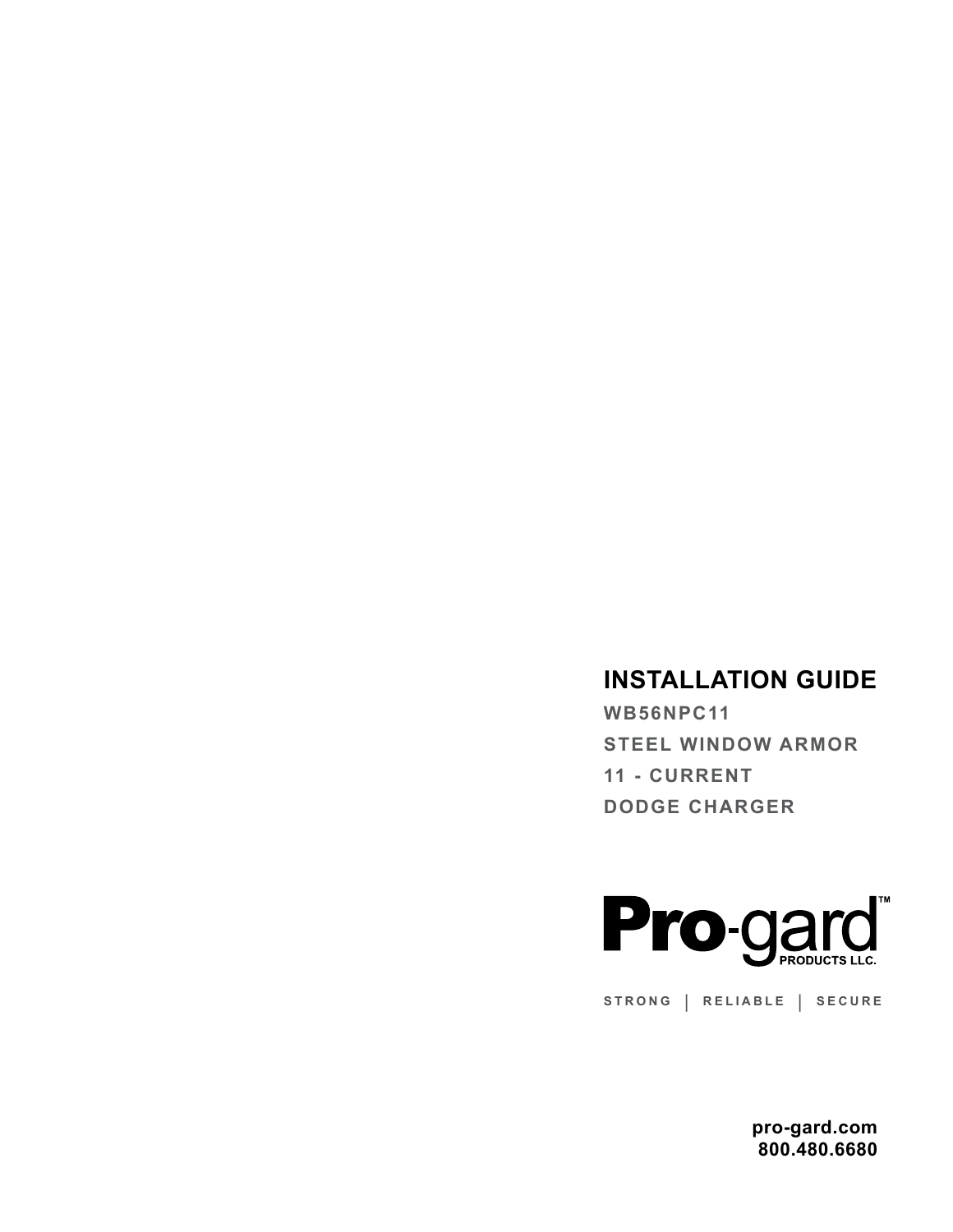# INSTALLATION GUIDE

**WB56NPC11**

**STEEL WINDOW ARMOR**

**11 - CURRENT**

**DODGE CHARGER**

**Pro-gard™**
PRODUCTS LLC.

STRONG | RELIABLE | SECURE

**pro-gard.com**
**800.480.6680**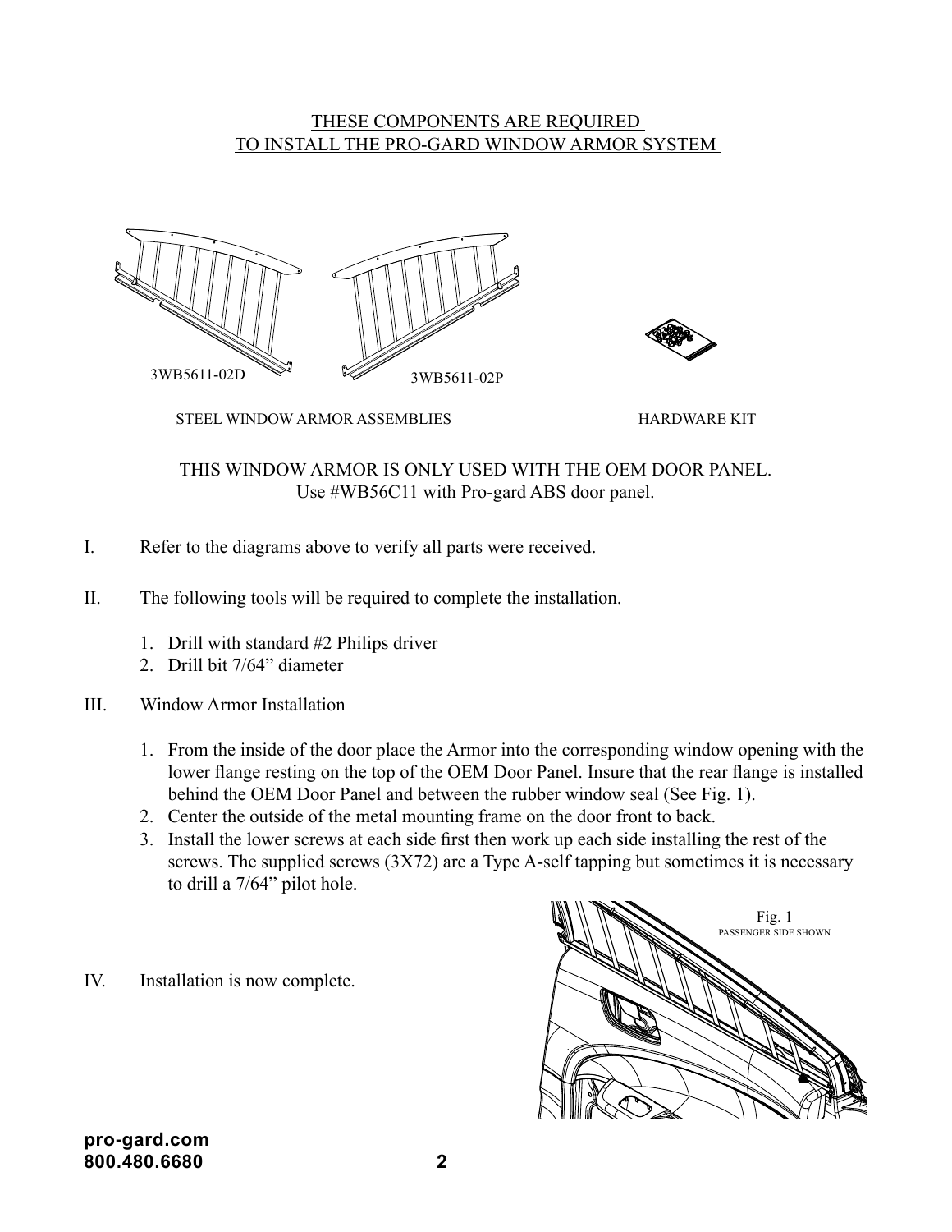THESE COMPONENTS ARE REQUIRED
TO INSTALL THE PRO-GARD WINDOW ARMOR SYSTEM

3WB5611-02D

3WB5611-02P

STEEL WINDOW ARMOR ASSEMBLIES

HARDWARE KIT

THIS WINDOW ARMOR IS ONLY USED WITH THE OEM DOOR PANEL.
Use #WB56C11 with Pro-gard ABS door panel.

I. Refer to the diagrams above to verify all parts were received.

II. The following tools will be required to complete the installation.

1. Drill with standard #2 Philips driver
2. Drill bit 7/64" diameter

III. Window Armor Installation

1. From the inside of the door place the Armor into the corresponding window opening with the lower flange resting on the top of the OEM Door Panel. Insure that the rear flange is installed behind the OEM Door Panel and between the rubber window seal (See Fig. 1).
2. Center the outside of the metal mounting frame on the door front to back.
3. Install the lower screws at each side first then work up each side installing the rest of the screws. The supplied screws (3X72) are a Type A-self tapping but sometimes it is necessary to drill a 7/64" pilot hole.

IV. Installation is now complete.

Fig. 1
PASSENGER SIDE SHOWN

**pro-gard.com**
**800.480.6680**